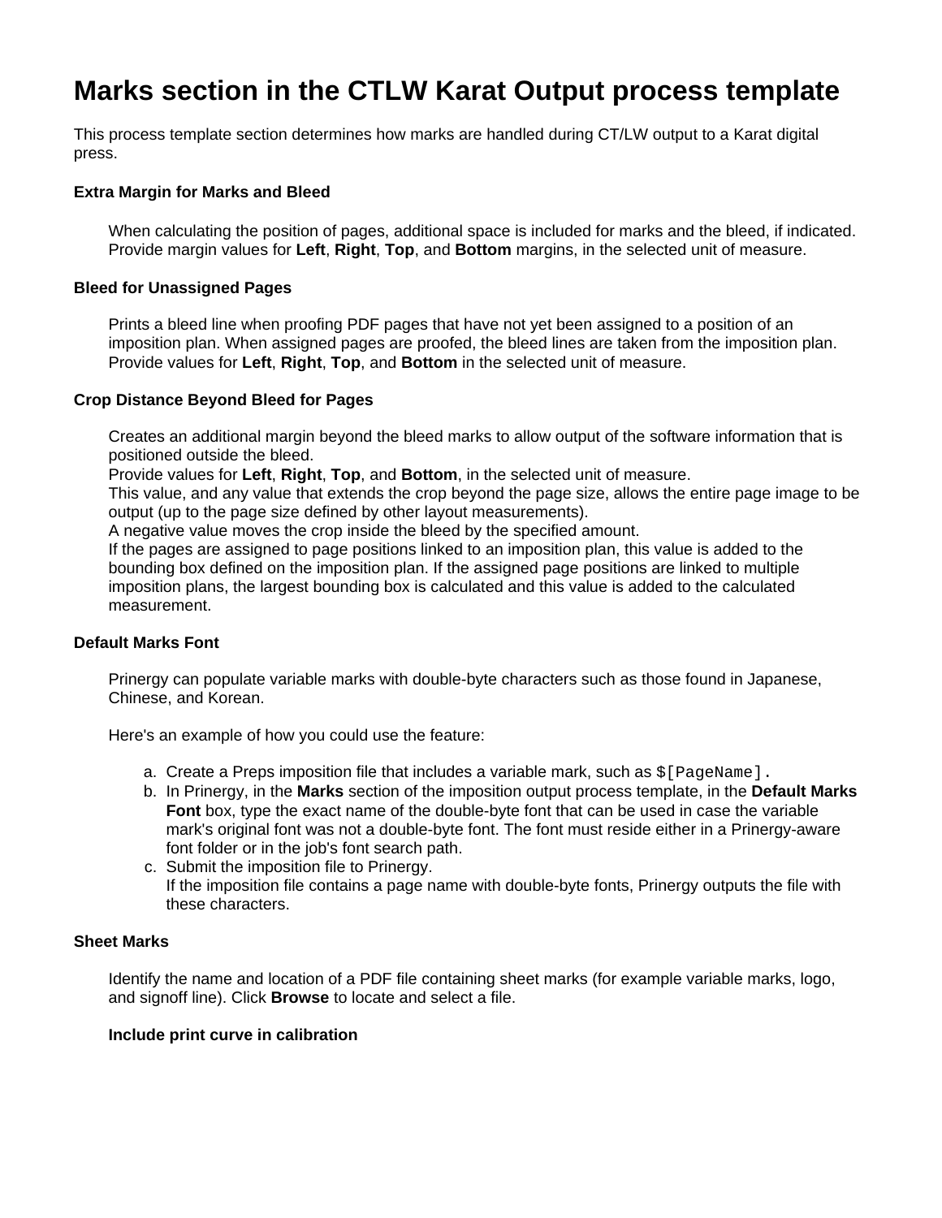# Marks section in the CTLW Karat Output process template

This process template section determines how marks are handled during CT/LW output to a Karat digital press.

#### Extra Margin for Marks and Bleed

When calculating the position of pages, additional space is included for marks and the bleed, if indicated. Provide margin values for **Left**, **Right**, **Top**, and **Bottom** margins, in the selected unit of measure.

#### Bleed for Unassigned Pages

Prints a bleed line when proofing PDF pages that have not yet been assigned to a position of an imposition plan. When assigned pages are proofed, the bleed lines are taken from the imposition plan. Provide values for **Left**, **Right**, **Top**, and **Bottom** in the selected unit of measure.

#### Crop Distance Beyond Bleed for Pages

Creates an additional margin beyond the bleed marks to allow output of the software information that is positioned outside the bleed.
Provide values for **Left**, **Right**, **Top**, and **Bottom**, in the selected unit of measure.
This value, and any value that extends the crop beyond the page size, allows the entire page image to be output (up to the page size defined by other layout measurements).
A negative value moves the crop inside the bleed by the specified amount.
If the pages are assigned to page positions linked to an imposition plan, this value is added to the bounding box defined on the imposition plan. If the assigned page positions are linked to multiple imposition plans, the largest bounding box is calculated and this value is added to the calculated measurement.

#### Default Marks Font

Prinergy can populate variable marks with double-byte characters such as those found in Japanese, Chinese, and Korean.

Here's an example of how you could use the feature:

a. Create a Preps imposition file that includes a variable mark, such as `$[PageName]`.
b. In Prinergy, in the **Marks** section of the imposition output process template, in the **Default Marks Font** box, type the exact name of the double-byte font that can be used in case the variable mark's original font was not a double-byte font. The font must reside either in a Prinergy-aware font folder or in the job's font search path.
c. Submit the imposition file to Prinergy.
   If the imposition file contains a page name with double-byte fonts, Prinergy outputs the file with these characters.

#### Sheet Marks

Identify the name and location of a PDF file containing sheet marks (for example variable marks, logo, and signoff line). Click **Browse** to locate and select a file.

**Include print curve in calibration**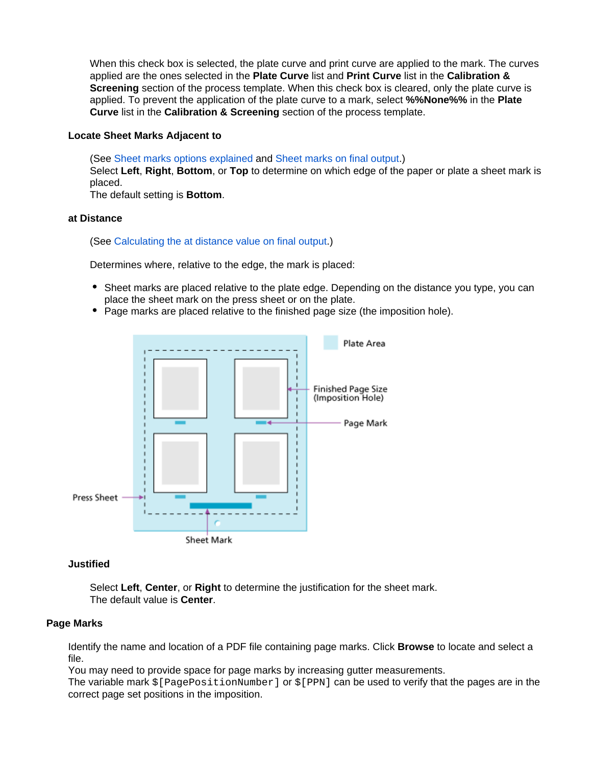When this check box is selected, the plate curve and print curve are applied to the mark. The curves applied are the ones selected in the **Plate Curve** list and **Print Curve** list in the **Calibration & Screening** section of the process template. When this check box is cleared, only the plate curve is applied. To prevent the application of the plate curve to a mark, select **%%None%%** in the **Plate Curve** list in the **Calibration & Screening** section of the process template.

**Locate Sheet Marks Adjacent to**

(See Sheet marks options explained and Sheet marks on final output.)
Select **Left**, **Right**, **Bottom**, or **Top** to determine on which edge of the paper or plate a sheet mark is placed.
The default setting is **Bottom**.

**at Distance**

(See Calculating the at distance value on final output.)

Determines where, relative to the edge, the mark is placed:

- Sheet marks are placed relative to the plate edge. Depending on the distance you type, you can place the sheet mark on the press sheet or on the plate.
- Page marks are placed relative to the finished page size (the imposition hole).

Plate Area

Finished Page Size (Imposition Hole)

Page Mark

Press Sheet

Sheet Mark

**Justified**

Select **Left**, **Center**, or **Right** to determine the justification for the sheet mark.
The default value is **Center**.

**Page Marks**

Identify the name and location of a PDF file containing page marks. Click **Browse** to locate and select a file.
You may need to provide space for page marks by increasing gutter measurements.
The variable mark `$[PagePositionNumber]` or `$[PPN]` can be used to verify that the pages are in the correct page set positions in the imposition.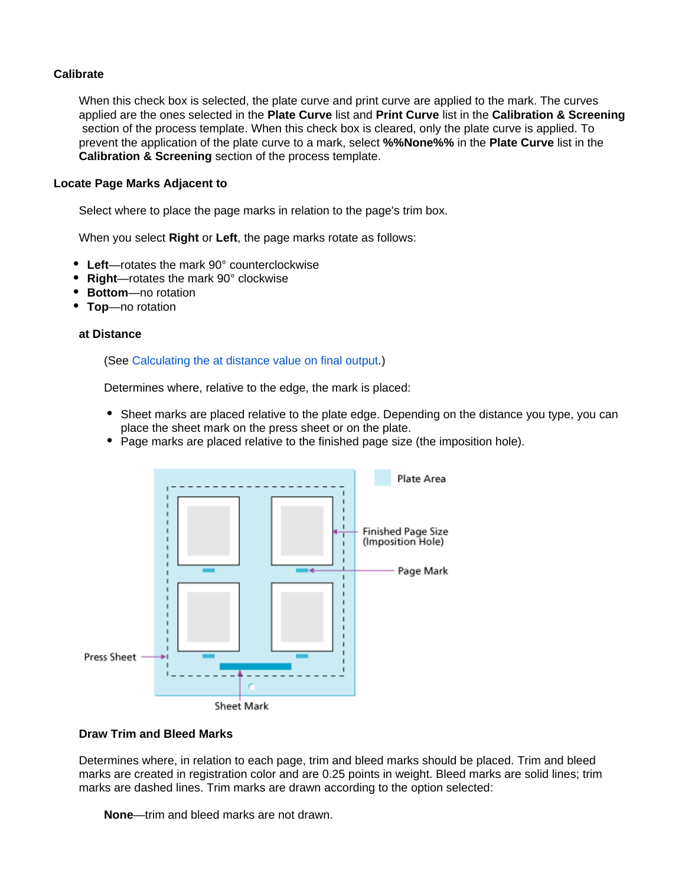**Calibrate**

When this check box is selected, the plate curve and print curve are applied to the mark. The curves applied are the ones selected in the **Plate Curve** list and **Print Curve** list in the **Calibration & Screening** section of the process template. When this check box is cleared, only the plate curve is applied. To prevent the application of the plate curve to a mark, select **%%None%%** in the **Plate Curve** list in the **Calibration & Screening** section of the process template.

**Locate Page Marks Adjacent to**

Select where to place the page marks in relation to the page's trim box.

When you select **Right** or **Left**, the page marks rotate as follows:

- **Left**—rotates the mark 90° counterclockwise
- **Right**—rotates the mark 90° clockwise
- **Bottom**—no rotation
- **Top**—no rotation

**at Distance**

(See Calculating the at distance value on final output.)

Determines where, relative to the edge, the mark is placed:

- Sheet marks are placed relative to the plate edge. Depending on the distance you type, you can place the sheet mark on the press sheet or on the plate.
- Page marks are placed relative to the finished page size (the imposition hole).

Plate Area

Finished Page Size (Imposition Hole)

Page Mark

Press Sheet

Sheet Mark

**Draw Trim and Bleed Marks**

Determines where, in relation to each page, trim and bleed marks should be placed. Trim and bleed marks are created in registration color and are 0.25 points in weight. Bleed marks are solid lines; trim marks are dashed lines. Trim marks are drawn according to the option selected:

**None**—trim and bleed marks are not drawn.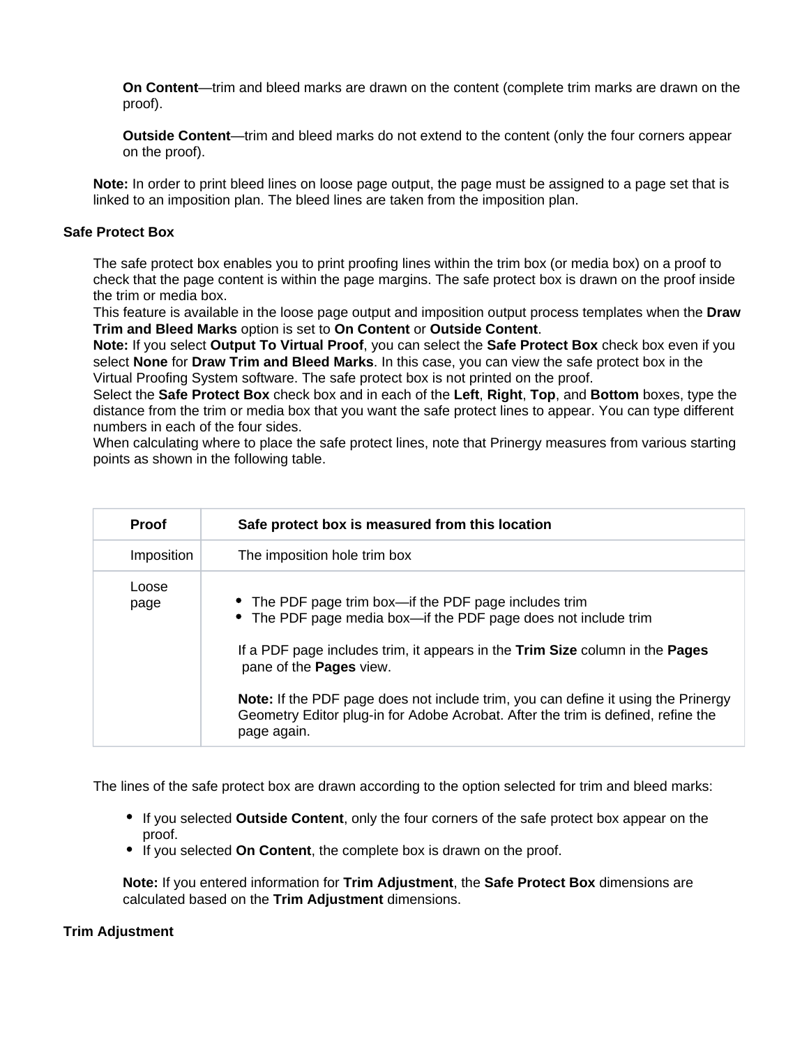**On Content**—trim and bleed marks are drawn on the content (complete trim marks are drawn on the proof).

**Outside Content**—trim and bleed marks do not extend to the content (only the four corners appear on the proof).

**Note:** In order to print bleed lines on loose page output, the page must be assigned to a page set that is linked to an imposition plan. The bleed lines are taken from the imposition plan.

### Safe Protect Box

The safe protect box enables you to print proofing lines within the trim box (or media box) on a proof to check that the page content is within the page margins. The safe protect box is drawn on the proof inside the trim or media box.
This feature is available in the loose page output and imposition output process templates when the **Draw Trim and Bleed Marks** option is set to **On Content** or **Outside Content**.
**Note:** If you select **Output To Virtual Proof**, you can select the **Safe Protect Box** check box even if you select **None** for **Draw Trim and Bleed Marks**. In this case, you can view the safe protect box in the Virtual Proofing System software. The safe protect box is not printed on the proof.
Select the **Safe Protect Box** check box and in each of the **Left**, **Right**, **Top**, and **Bottom** boxes, type the distance from the trim or media box that you want the safe protect lines to appear. You can type different numbers in each of the four sides.
When calculating where to place the safe protect lines, note that Prinergy measures from various starting points as shown in the following table.

| Proof | Safe protect box is measured from this location |
| --- | --- |
| Imposition | The imposition hole trim box |
| Loose page | <ul><li>The PDF page trim box—if the PDF page includes trim</li><li>The PDF page media box—if the PDF page does not include trim</li></ul>If a PDF page includes trim, it appears in the **Trim Size** column in the **Pages** pane of the **Pages** view.<br><br>**Note:** If the PDF page does not include trim, you can define it using the Prinergy Geometry Editor plug-in for Adobe Acrobat. After the trim is defined, refine the page again. |

The lines of the safe protect box are drawn according to the option selected for trim and bleed marks:

- If you selected **Outside Content**, only the four corners of the safe protect box appear on the proof.
- If you selected **On Content**, the complete box is drawn on the proof.

**Note:** If you entered information for **Trim Adjustment**, the **Safe Protect Box** dimensions are calculated based on the **Trim Adjustment** dimensions.

### Trim Adjustment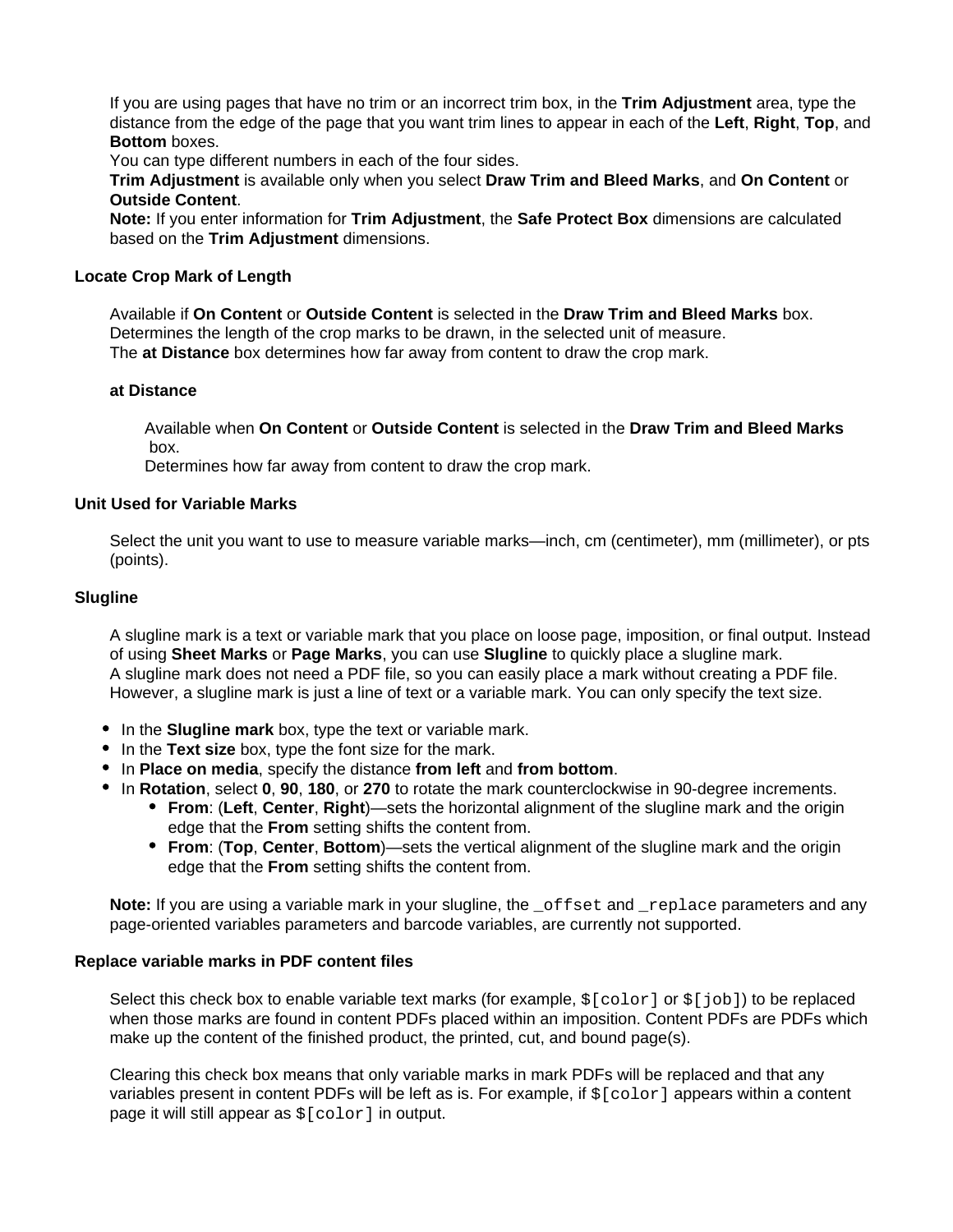If you are using pages that have no trim or an incorrect trim box, in the **Trim Adjustment** area, type the distance from the edge of the page that you want trim lines to appear in each of the **Left**, **Right**, **Top**, and **Bottom** boxes.
You can type different numbers in each of the four sides.
**Trim Adjustment** is available only when you select **Draw Trim and Bleed Marks**, and **On Content** or **Outside Content**.
**Note:** If you enter information for **Trim Adjustment**, the **Safe Protect Box** dimensions are calculated based on the **Trim Adjustment** dimensions.

**Locate Crop Mark of Length**

Available if **On Content** or **Outside Content** is selected in the **Draw Trim and Bleed Marks** box.
Determines the length of the crop marks to be drawn, in the selected unit of measure.
The **at Distance** box determines how far away from content to draw the crop mark.

**at Distance**

Available when **On Content** or **Outside Content** is selected in the **Draw Trim and Bleed Marks** box.
Determines how far away from content to draw the crop mark.

**Unit Used for Variable Marks**

Select the unit you want to use to measure variable marks—inch, cm (centimeter), mm (millimeter), or pts (points).

**Slugline**

A slugline mark is a text or variable mark that you place on loose page, imposition, or final output. Instead of using **Sheet Marks** or **Page Marks**, you can use **Slugline** to quickly place a slugline mark.
A slugline mark does not need a PDF file, so you can easily place a mark without creating a PDF file. However, a slugline mark is just a line of text or a variable mark. You can only specify the text size.

- In the **Slugline mark** box, type the text or variable mark.
- In the **Text size** box, type the font size for the mark.
- In **Place on media**, specify the distance **from left** and **from bottom**.
- In **Rotation**, select **0**, **90**, **180**, or **270** to rotate the mark counterclockwise in 90-degree increments.
  - **From**: (**Left**, **Center**, **Right**)—sets the horizontal alignment of the slugline mark and the origin edge that the **From** setting shifts the content from.
  - **From**: (**Top**, **Center**, **Bottom**)—sets the vertical alignment of the slugline mark and the origin edge that the **From** setting shifts the content from.

**Note:** If you are using a variable mark in your slugline, the `_offset` and `_replace` parameters and any page-oriented variables parameters and barcode variables, are currently not supported.

**Replace variable marks in PDF content files**

Select this check box to enable variable text marks (for example, `$[color]` or `$[job]`) to be replaced when those marks are found in content PDFs placed within an imposition. Content PDFs are PDFs which make up the content of the finished product, the printed, cut, and bound page(s).

Clearing this check box means that only variable marks in mark PDFs will be replaced and that any variables present in content PDFs will be left as is. For example, if `$[color]` appears within a content page it will still appear as `$[color]` in output.